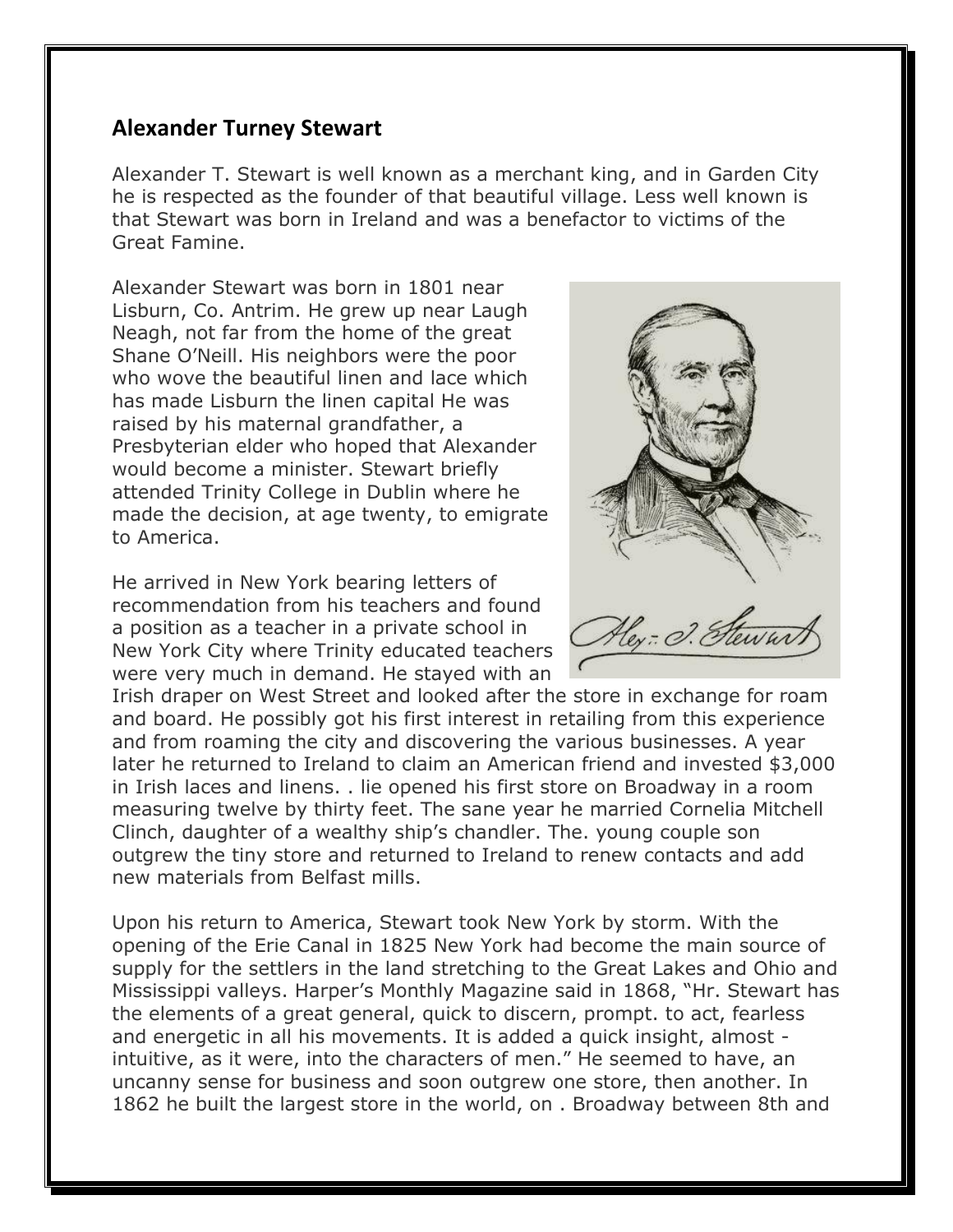## Alexander Turney Stewart

Alexander T. Stewart is well known as a merchant king, and in Garden City he is respected as the founder of that beautiful village. Less well known is that Stewart was born in Ireland and was a benefactor to victims of the Great Famine.

Alexander Stewart was born in 1801 near Lisburn, Co. Antrim. He grew up near Laugh Neagh, not far from the home of the great Shane O'Neill. His neighbors were the poor who wove the beautiful linen and lace which has made Lisburn the linen capital He was raised by his maternal grandfather, a Presbyterian elder who hoped that Alexander would become a minister. Stewart briefly attended Trinity College in Dublin where he made the decision, at age twenty, to emigrate to America.

He arrived in New York bearing letters of recommendation from his teachers and found a position as a teacher in a private school in New York City where Trinity educated teachers were very much in demand. He stayed with an Irish draper on West Street and looked after the store in exchange for roam and board. He possibly got his first interest in retailing from this experience and from roaming the city and discovering the various businesses. A year later he returned to Ireland to claim an American friend and invested $3,000 in Irish laces and linens. . lie opened his first store on Broadway in a room measuring twelve by thirty feet. The sane year he married Cornelia Mitchell Clinch, daughter of a wealthy ship's chandler. The. young couple son outgrew the tiny store and returned to Ireland to renew contacts and add new materials from Belfast mills.

Upon his return to America, Stewart took New York by storm. With the opening of the Erie Canal in 1825 New York had become the main source of supply for the settlers in the land stretching to the Great Lakes and Ohio and Mississippi valleys. Harper's Monthly Magazine said in 1868, "Hr. Stewart has the elements of a great general, quick to discern, prompt. to act, fearless and energetic in all his movements. It is added a quick insight, almost - intuitive, as it were, into the characters of men." He seemed to have, an uncanny sense for business and soon outgrew one store, then another. In 1862 he built the largest store in the world, on . Broadway between 8th and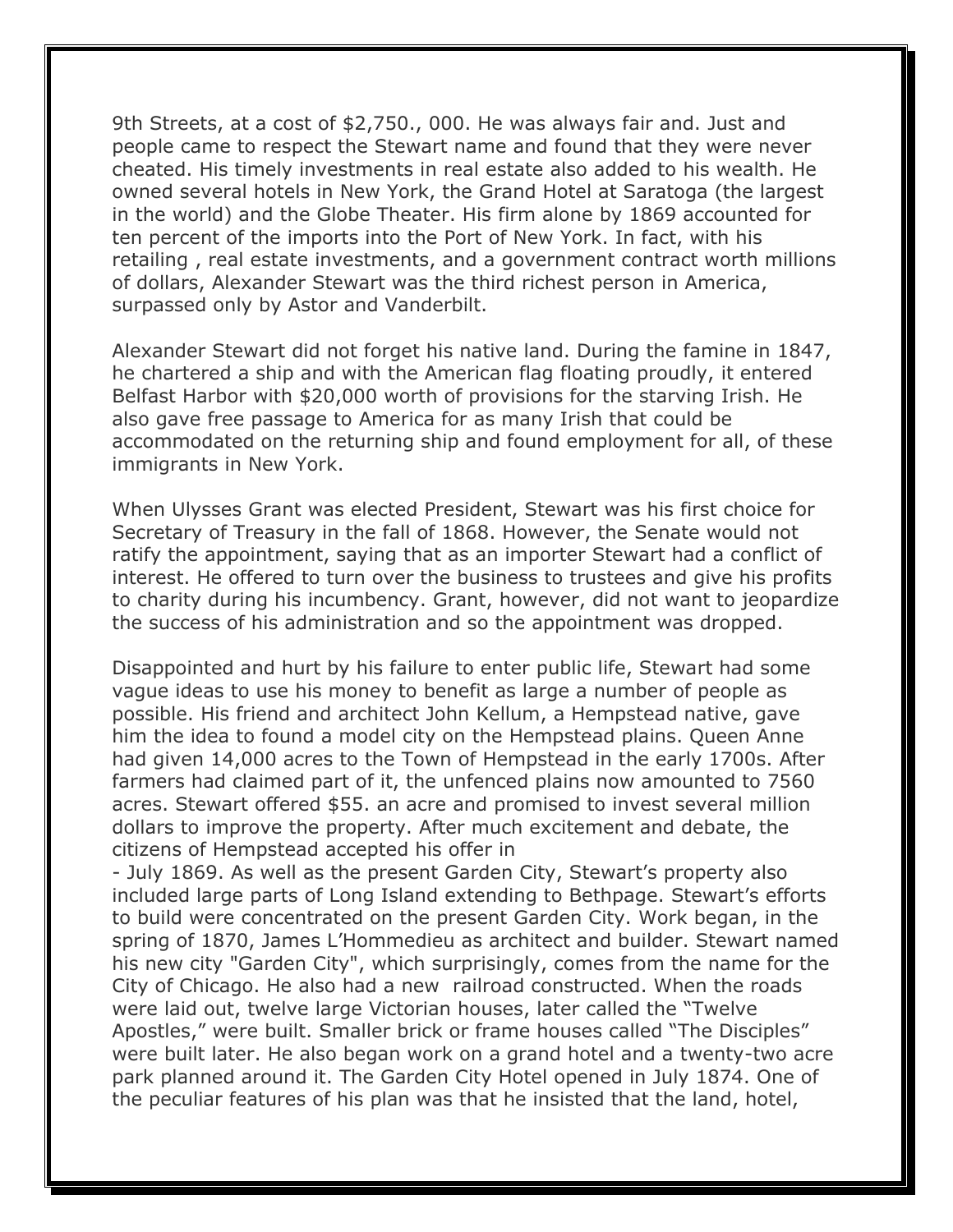9th Streets, at a cost of $2,750., 000. He was always fair and. Just and people came to respect the Stewart name and found that they were never cheated. His timely investments in real estate also added to his wealth. He owned several hotels in New York, the Grand Hotel at Saratoga (the largest in the world) and the Globe Theater. His firm alone by 1869 accounted for ten percent of the imports into the Port of New York. In fact, with his retailing , real estate investments, and a government contract worth millions of dollars, Alexander Stewart was the third richest person in America, surpassed only by Astor and Vanderbilt.

Alexander Stewart did not forget his native land. During the famine in 1847, he chartered a ship and with the American flag floating proudly, it entered Belfast Harbor with $20,000 worth of provisions for the starving Irish. He also gave free passage to America for as many Irish that could be accommodated on the returning ship and found employment for all, of these immigrants in New York.

When Ulysses Grant was elected President, Stewart was his first choice for Secretary of Treasury in the fall of 1868. However, the Senate would not ratify the appointment, saying that as an importer Stewart had a conflict of interest. He offered to turn over the business to trustees and give his profits to charity during his incumbency. Grant, however, did not want to jeopardize the success of his administration and so the appointment was dropped.

Disappointed and hurt by his failure to enter public life, Stewart had some vague ideas to use his money to benefit as large a number of people as possible. His friend and architect John Kellum, a Hempstead native, gave him the idea to found a model city on the Hempstead plains. Queen Anne had given 14,000 acres to the Town of Hempstead in the early 1700s. After farmers had claimed part of it, the unfenced plains now amounted to 7560 acres. Stewart offered $55. an acre and promised to invest several million dollars to improve the property. After much excitement and debate, the citizens of Hempstead accepted his offer in

- July 1869. As well as the present Garden City, Stewart's property also included large parts of Long Island extending to Bethpage. Stewart's efforts to build were concentrated on the present Garden City. Work began, in the spring of 1870, James L'Hommedieu as architect and builder. Stewart named his new city "Garden City", which surprisingly, comes from the name for the City of Chicago. He also had a new railroad constructed. When the roads were laid out, twelve large Victorian houses, later called the "Twelve Apostles," were built. Smaller brick or frame houses called "The Disciples" were built later. He also began work on a grand hotel and a twenty-two acre park planned around it. The Garden City Hotel opened in July 1874. One of the peculiar features of his plan was that he insisted that the land, hotel,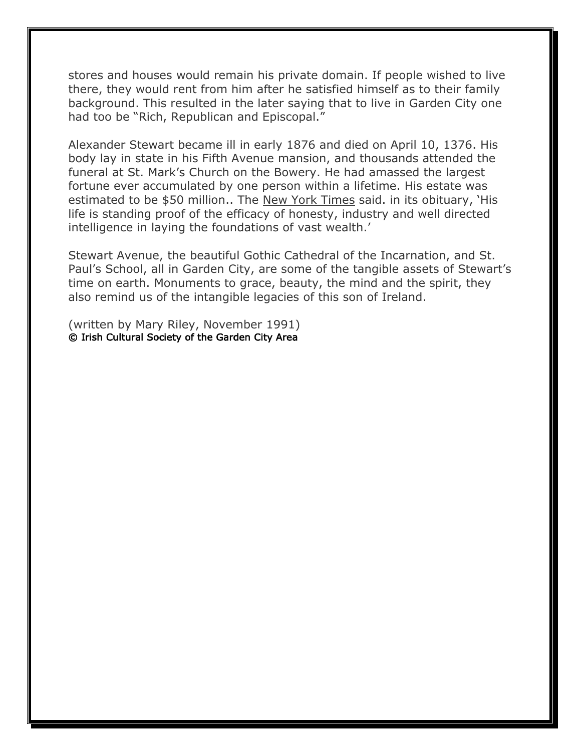stores and houses would remain his private domain. If people wished to live there, they would rent from him after he satisfied himself as to their family background. This resulted in the later saying that to live in Garden City one had too be "Rich, Republican and Episcopal."

Alexander Stewart became ill in early 1876 and died on April 10, 1376. His body lay in state in his Fifth Avenue mansion, and thousands attended the funeral at St. Mark's Church on the Bowery. He had amassed the largest fortune ever accumulated by one person within a lifetime. His estate was estimated to be $50 million.. The New York Times said. in its obituary, 'His life is standing proof of the efficacy of honesty, industry and well directed intelligence in laying the foundations of vast wealth.'

Stewart Avenue, the beautiful Gothic Cathedral of the Incarnation, and St. Paul's School, all in Garden City, are some of the tangible assets of Stewart's time on earth. Monuments to grace, beauty, the mind and the spirit, they also remind us of the intangible legacies of this son of Ireland.

(written by Mary Riley, November 1991)
© Irish Cultural Society of the Garden City Area